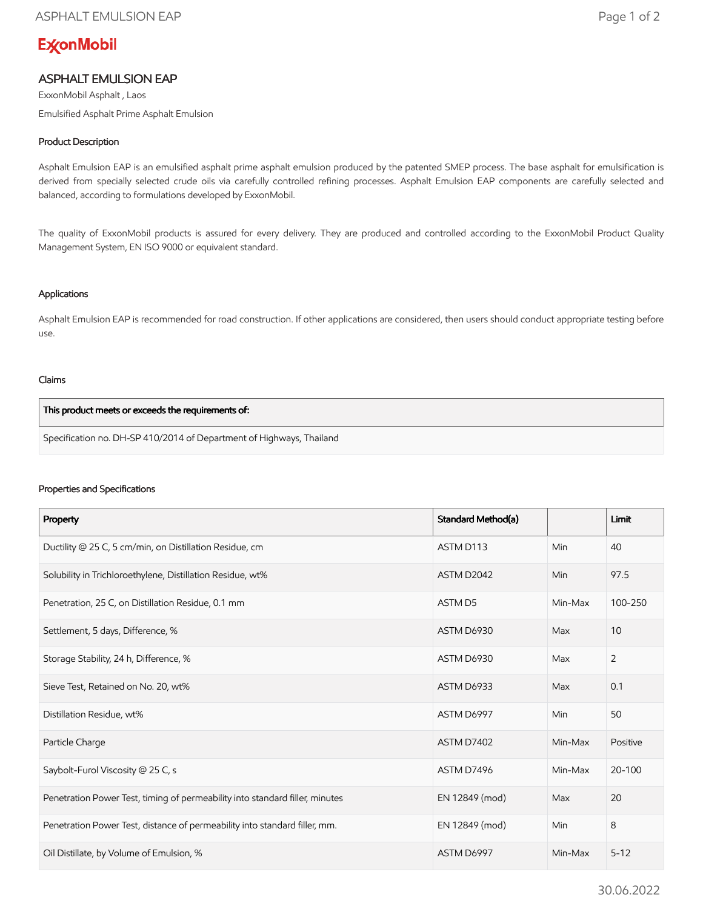ExxonMobil

# ASPHALT EMULSION EAP

ExxonMobil Asphalt , Laos

Emulsified Asphalt Prime Asphalt Emulsion

### Product Description

Asphalt Emulsion EAP is an emulsified asphalt prime asphalt emulsion produced by the patented SMEP process. The base asphalt for emulsification is derived from specially selected crude oils via carefully controlled refining processes. Asphalt Emulsion EAP components are carefully selected and balanced, according to formulations developed by ExxonMobil.

The quality of ExxonMobil products is assured for every delivery. They are produced and controlled according to the ExxonMobil Product Quality Management System, EN ISO 9000 or equivalent standard.

### Applications

Asphalt Emulsion EAP is recommended for road construction. If other applications are considered, then users should conduct appropriate testing before use.

### Claims

| This product meets or exceeds the requirements of: |
|---|
| Specification no. DH-SP 410/2014 of Department of Highways, Thailand |

### Properties and Specifications

| Property | Standard Method(a) | | Limit |
|---|---|---|---|
| Ductility @ 25 C, 5 cm/min, on Distillation Residue, cm | ASTM D113 | Min | 40 |
| Solubility in Trichloroethylene, Distillation Residue, wt% | ASTM D2042 | Min | 97.5 |
| Penetration, 25 C, on Distillation Residue, 0.1 mm | ASTM D5 | Min-Max | 100-250 |
| Settlement, 5 days, Difference, % | ASTM D6930 | Max | 10 |
| Storage Stability, 24 h, Difference, % | ASTM D6930 | Max | 2 |
| Sieve Test, Retained on No. 20, wt% | ASTM D6933 | Max | 0.1 |
| Distillation Residue, wt% | ASTM D6997 | Min | 50 |
| Particle Charge | ASTM D7402 | Min-Max | Positive |
| Saybolt-Furol Viscosity @ 25 C, s | ASTM D7496 | Min-Max | 20-100 |
| Penetration Power Test, timing of permeability into standard filler, minutes | EN 12849 (mod) | Max | 20 |
| Penetration Power Test, distance of permeability into standard filler, mm. | EN 12849 (mod) | Min | 8 |
| Oil Distillate, by Volume of Emulsion, % | ASTM D6997 | Min-Max | 5-12 |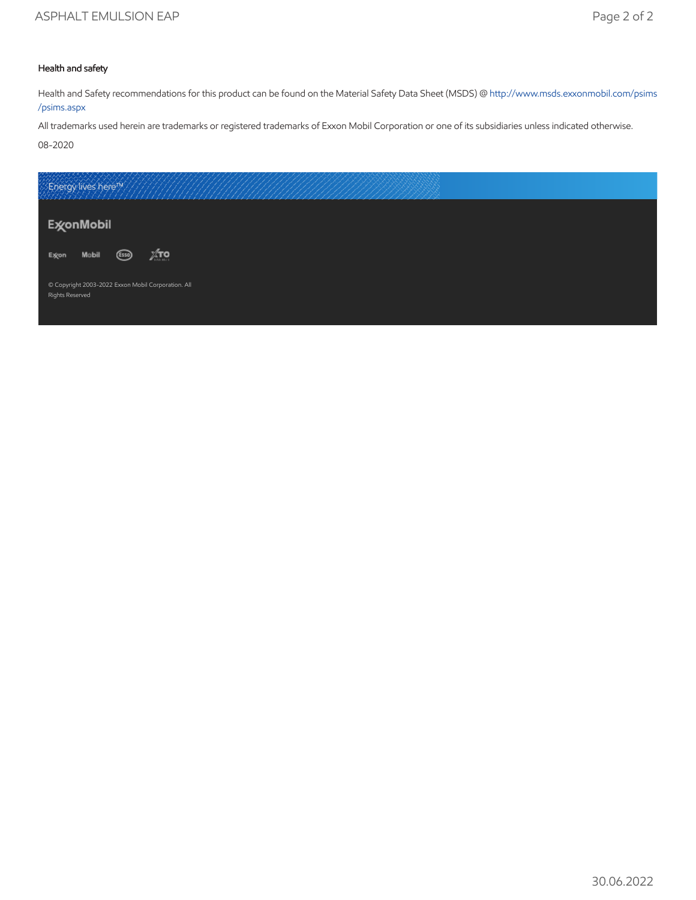### Health and safety

Health and Safety recommendations for this product can be found on the Material Safety Data Sheet (MSDS) @ http://www.msds.exxonmobil.com/psims/psims.aspx

All trademarks used herein are trademarks or registered trademarks of Exxon Mobil Corporation or one of its subsidiaries unless indicated otherwise.

08-2020

Energy lives here™

ExxonMobil

Exxon Mobil Esso XTO

© Copyright 2003-2022 Exxon Mobil Corporation. All Rights Reserved